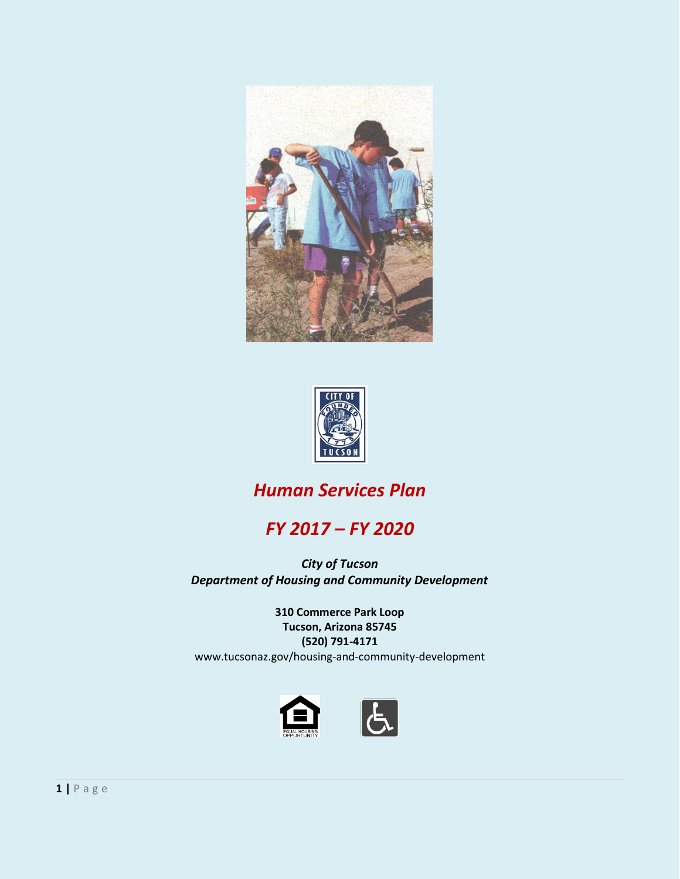# *Human Services Plan*

## *FY 2017 – FY 2020*

***City of Tucson***
***Department of Housing and Community Development***

**310 Commerce Park Loop**
**Tucson, Arizona 85745**
**(520) 791-4171**
www.tucsonaz.gov/housing-and-community-development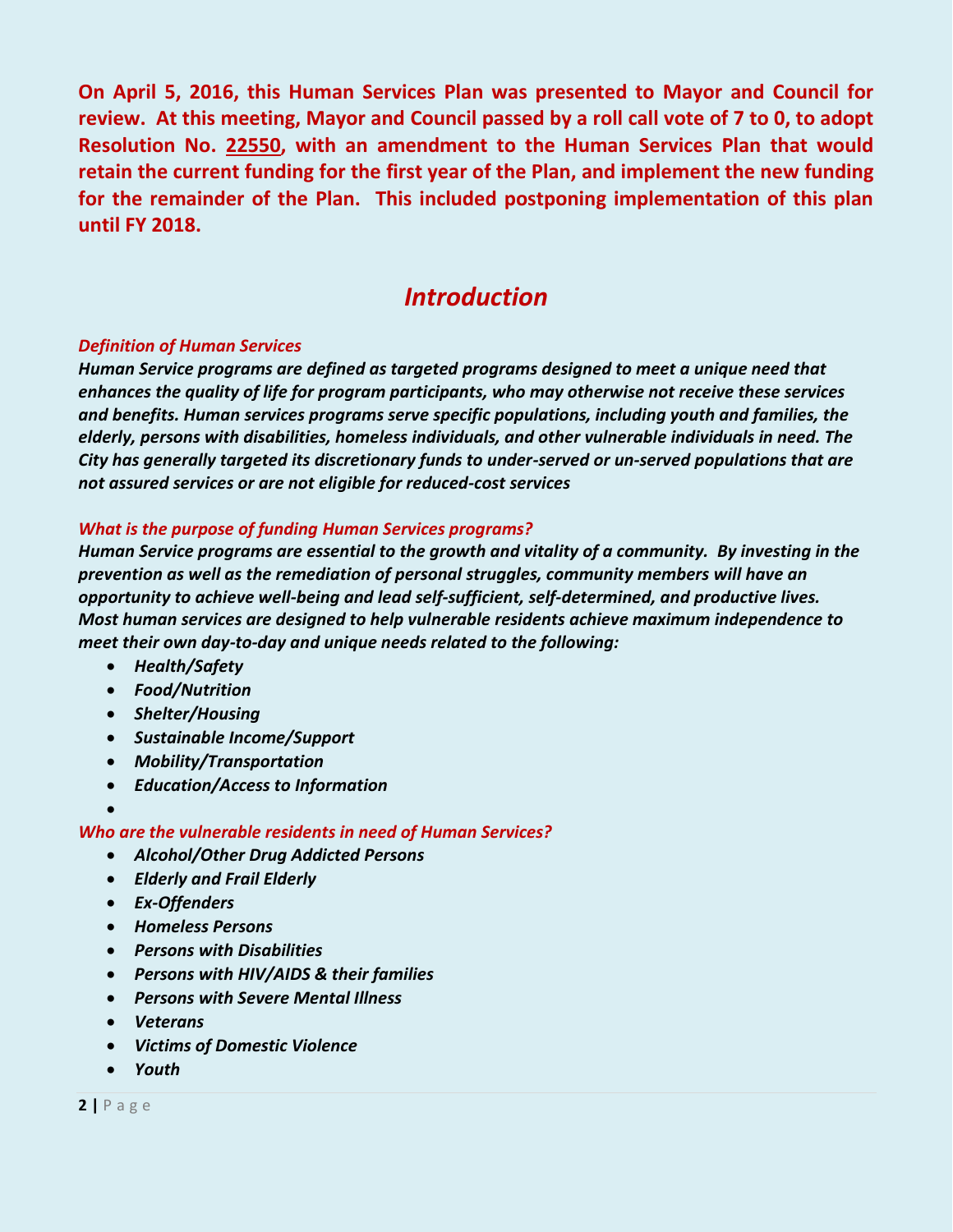**On April 5, 2016, this Human Services Plan was presented to Mayor and Council for review. At this meeting, Mayor and Council passed by a roll call vote of 7 to 0, to adopt Resolution No. 22550, with an amendment to the Human Services Plan that would retain the current funding for the first year of the Plan, and implement the new funding for the remainder of the Plan. This included postponing implementation of this plan until FY 2018.**

# *Introduction*

***Definition of Human Services***

***Human Service programs are defined as targeted programs designed to meet a unique need that enhances the quality of life for program participants, who may otherwise not receive these services and benefits. Human services programs serve specific populations, including youth and families, the elderly, persons with disabilities, homeless individuals, and other vulnerable individuals in need. The City has generally targeted its discretionary funds to under-served or un-served populations that are not assured services or are not eligible for reduced-cost services***

***What is the purpose of funding Human Services programs?***

***Human Service programs are essential to the growth and vitality of a community. By investing in the prevention as well as the remediation of personal struggles, community members will have an opportunity to achieve well-being and lead self-sufficient, self-determined, and productive lives. Most human services are designed to help vulnerable residents achieve maximum independence to meet their own day-to-day and unique needs related to the following:***

- ***Health/Safety***
- ***Food/Nutrition***
- ***Shelter/Housing***
- ***Sustainable Income/Support***
- ***Mobility/Transportation***
- ***Education/Access to Information***

***Who are the vulnerable residents in need of Human Services?***

- ***Alcohol/Other Drug Addicted Persons***
- ***Elderly and Frail Elderly***
- ***Ex-Offenders***
- ***Homeless Persons***
- ***Persons with Disabilities***
- ***Persons with HIV/AIDS & their families***
- ***Persons with Severe Mental Illness***
- ***Veterans***
- ***Victims of Domestic Violence***
- ***Youth***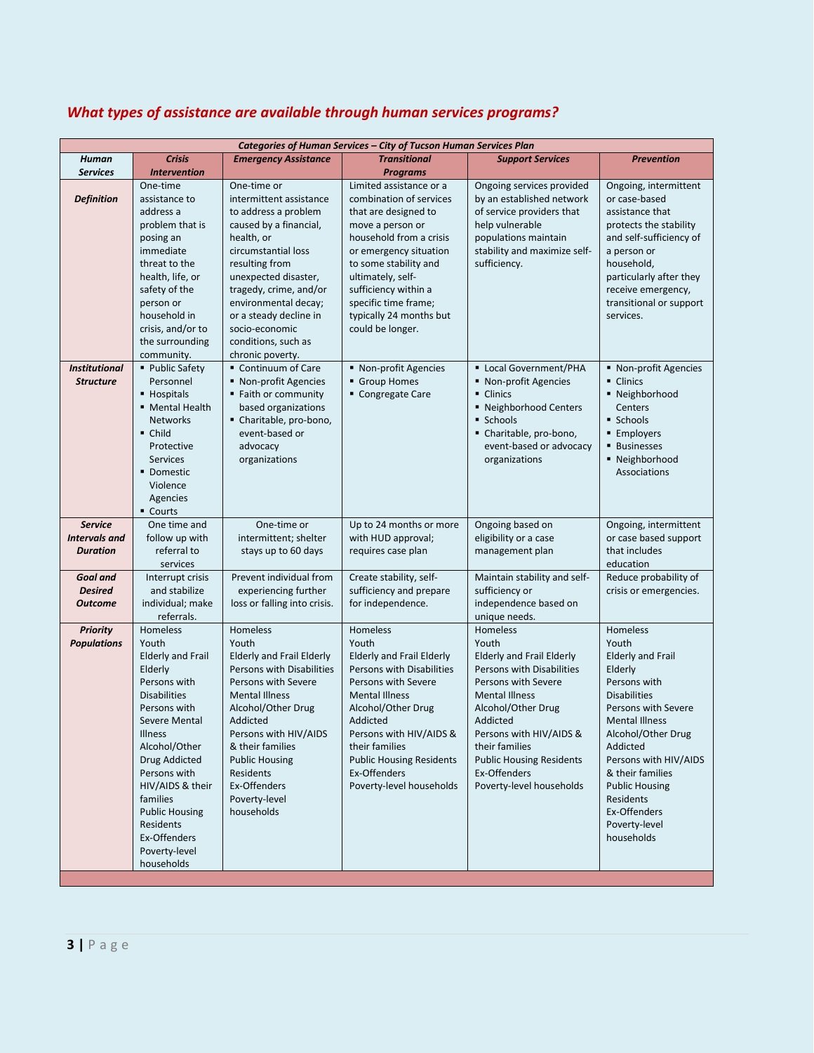## *What types of assistance are available through human services programs?*

| ***Categories of Human Services – City of Tucson Human Services Plan*** | | | | | |
|---|---|---|---|---|---|
| ***Human Services*** | ***Crisis Intervention*** | ***Emergency Assistance*** | ***Transitional Programs*** | ***Support Services*** | ***Prevention*** |
| ***Definition*** | One-time assistance to address a problem that is posing an immediate threat to the health, life, or safety of the person or household in crisis, and/or to the surrounding community. | One-time or intermittent assistance to address a problem caused by a financial, health, or circumstantial loss resulting from unexpected disaster, tragedy, crime, and/or environmental decay; or a steady decline in socio-economic conditions, such as chronic poverty. | Limited assistance or a combination of services that are designed to move a person or household from a crisis or emergency situation to some stability and ultimately, self-sufficiency within a specific time frame; typically 24 months but could be longer. | Ongoing services provided by an established network of service providers that help vulnerable populations maintain stability and maximize self-sufficiency. | Ongoing, intermittent or case-based assistance that protects the stability and self-sufficiency of a person or household, particularly after they receive emergency, transitional or support services. |
| ***Institutional Structure*** | ▪ Public Safety Personnel<br>▪ Hospitals<br>▪ Mental Health Networks<br>▪ Child Protective Services<br>▪ Domestic Violence Agencies<br>▪ Courts | ▪ Continuum of Care<br>▪ Non-profit Agencies<br>▪ Faith or community based organizations<br>▪ Charitable, pro-bono, event-based or advocacy organizations | ▪ Non-profit Agencies<br>▪ Group Homes<br>▪ Congregate Care | ▪ Local Government/PHA<br>▪ Non-profit Agencies<br>▪ Clinics<br>▪ Neighborhood Centers<br>▪ Schools<br>▪ Charitable, pro-bono, event-based or advocacy organizations | ▪ Non-profit Agencies<br>▪ Clinics<br>▪ Neighborhood Centers<br>▪ Schools<br>▪ Employers<br>▪ Businesses<br>▪ Neighborhood Associations |
| ***Service Intervals and Duration*** | One time and follow up with referral to services | One-time or intermittent; shelter stays up to 60 days | Up to 24 months or more with HUD approval; requires case plan | Ongoing based on eligibility or a case management plan | Ongoing, intermittent or case based support that includes education |
| ***Goal and Desired Outcome*** | Interrupt crisis and stabilize individual; make referrals. | Prevent individual from experiencing further loss or falling into crisis. | Create stability, self-sufficiency and prepare for independence. | Maintain stability and self-sufficiency or independence based on unique needs. | Reduce probability of crisis or emergencies. |
| ***Priority Populations*** | Homeless<br>Youth<br>Elderly and Frail Elderly<br>Persons with Disabilities<br>Persons with Severe Mental Illness<br>Alcohol/Other Drug Addicted<br>Persons with HIV/AIDS & their families<br>Public Housing Residents<br>Ex-Offenders<br>Poverty-level households | Homeless<br>Youth<br>Elderly and Frail Elderly<br>Persons with Disabilities<br>Persons with Severe Mental Illness<br>Alcohol/Other Drug Addicted<br>Persons with HIV/AIDS & their families<br>Public Housing Residents<br>Ex-Offenders<br>Poverty-level households | Homeless<br>Youth<br>Elderly and Frail Elderly<br>Persons with Disabilities<br>Persons with Severe Mental Illness<br>Alcohol/Other Drug Addicted<br>Persons with HIV/AIDS & their families<br>Public Housing Residents<br>Ex-Offenders<br>Poverty-level households | Homeless<br>Youth<br>Elderly and Frail Elderly<br>Persons with Disabilities<br>Persons with Severe Mental Illness<br>Alcohol/Other Drug Addicted<br>Persons with HIV/AIDS & their families<br>Public Housing Residents<br>Ex-Offenders<br>Poverty-level households | Homeless<br>Youth<br>Elderly and Frail Elderly<br>Persons with Disabilities<br>Persons with Severe Mental Illness<br>Alcohol/Other Drug Addicted<br>Persons with HIV/AIDS & their families<br>Public Housing Residents<br>Ex-Offenders<br>Poverty-level households |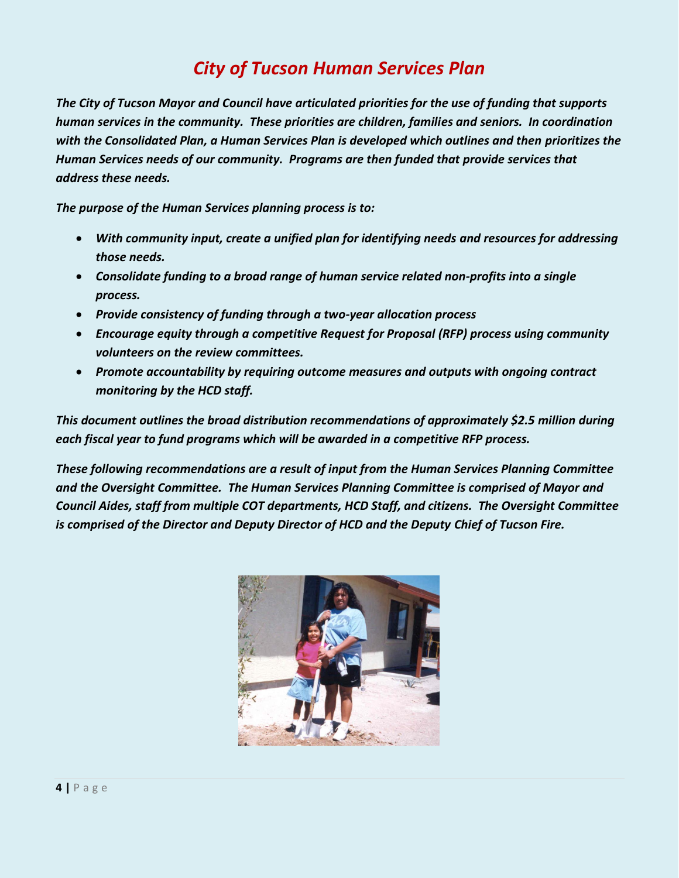# *City of Tucson Human Services Plan*

***The City of Tucson Mayor and Council have articulated priorities for the use of funding that supports human services in the community. These priorities are children, families and seniors. In coordination with the Consolidated Plan, a Human Services Plan is developed which outlines and then prioritizes the Human Services needs of our community. Programs are then funded that provide services that address these needs.***

***The purpose of the Human Services planning process is to:***

- ***With community input, create a unified plan for identifying needs and resources for addressing those needs.***
- ***Consolidate funding to a broad range of human service related non-profits into a single process.***
- ***Provide consistency of funding through a two-year allocation process***
- ***Encourage equity through a competitive Request for Proposal (RFP) process using community volunteers on the review committees.***
- ***Promote accountability by requiring outcome measures and outputs with ongoing contract monitoring by the HCD staff.***

***This document outlines the broad distribution recommendations of approximately $2.5 million during each fiscal year to fund programs which will be awarded in a competitive RFP process.***

***These following recommendations are a result of input from the Human Services Planning Committee and the Oversight Committee. The Human Services Planning Committee is comprised of Mayor and Council Aides, staff from multiple COT departments, HCD Staff, and citizens. The Oversight Committee is comprised of the Director and Deputy Director of HCD and the Deputy Chief of Tucson Fire.***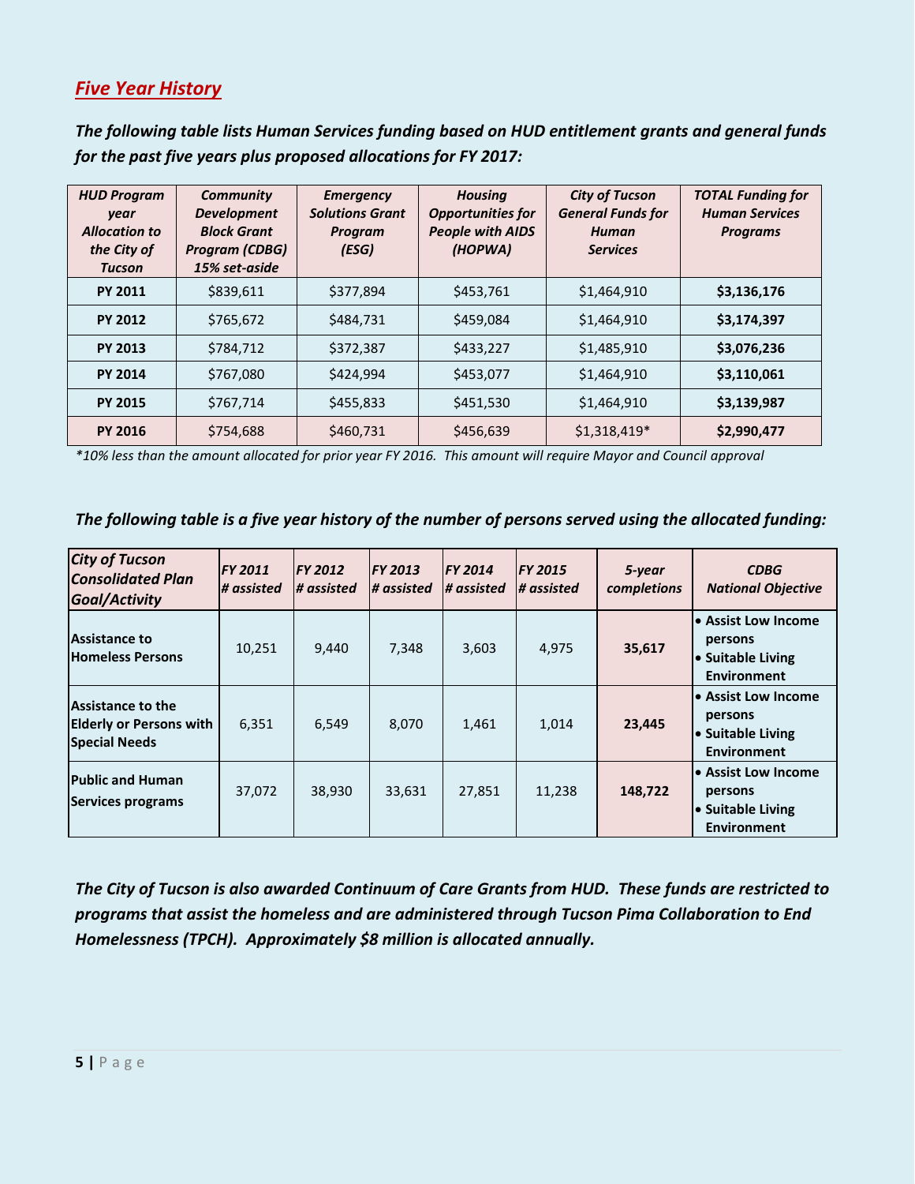## *Five Year History*

***The following table lists Human Services funding based on HUD entitlement grants and general funds for the past five years plus proposed allocations for FY 2017:***

| *HUD Program year Allocation to the City of Tucson* | *Community Development Block Grant Program (CDBG) 15% set-aside* | *Emergency Solutions Grant Program (ESG)* | *Housing Opportunities for People with AIDS (HOPWA)* | *City of Tucson General Funds for Human Services* | *TOTAL Funding for Human Services Programs* |
|---|---|---|---|---|---|
| **PY 2011** | $839,611 | $377,894 | $453,761 | $1,464,910 | **$3,136,176** |
| **PY 2012** | $765,672 | $484,731 | $459,084 | $1,464,910 | **$3,174,397** |
| **PY 2013** | $784,712 | $372,387 | $433,227 | $1,485,910 | **$3,076,236** |
| **PY 2014** | $767,080 | $424,994 | $453,077 | $1,464,910 | **$3,110,061** |
| **PY 2015** | $767,714 | $455,833 | $451,530 | $1,464,910 | **$3,139,987** |
| **PY 2016** | $754,688 | $460,731 | $456,639 | $1,318,419* | **$2,990,477** |

*\*10% less than the amount allocated for prior year FY 2016. This amount will require Mayor and Council approval*

***The following table is a five year history of the number of persons served using the allocated funding:***

| *City of Tucson Consolidated Plan Goal/Activity* | *FY 2011 # assisted* | *FY 2012 # assisted* | *FY 2013 # assisted* | *FY 2014 # assisted* | *FY 2015 # assisted* | *5-year completions* | *CDBG National Objective* |
|---|---|---|---|---|---|---|---|
| **Assistance to Homeless Persons** | 10,251 | 9,440 | 7,348 | 3,603 | 4,975 | **35,617** | • **Assist Low Income persons** • **Suitable Living Environment** |
| **Assistance to the Elderly or Persons with Special Needs** | 6,351 | 6,549 | 8,070 | 1,461 | 1,014 | **23,445** | • **Assist Low Income persons** • **Suitable Living Environment** |
| **Public and Human Services programs** | 37,072 | 38,930 | 33,631 | 27,851 | 11,238 | **148,722** | • **Assist Low Income persons** • **Suitable Living Environment** |

***The City of Tucson is also awarded Continuum of Care Grants from HUD. These funds are restricted to programs that assist the homeless and are administered through Tucson Pima Collaboration to End Homelessness (TPCH). Approximately $8 million is allocated annually.***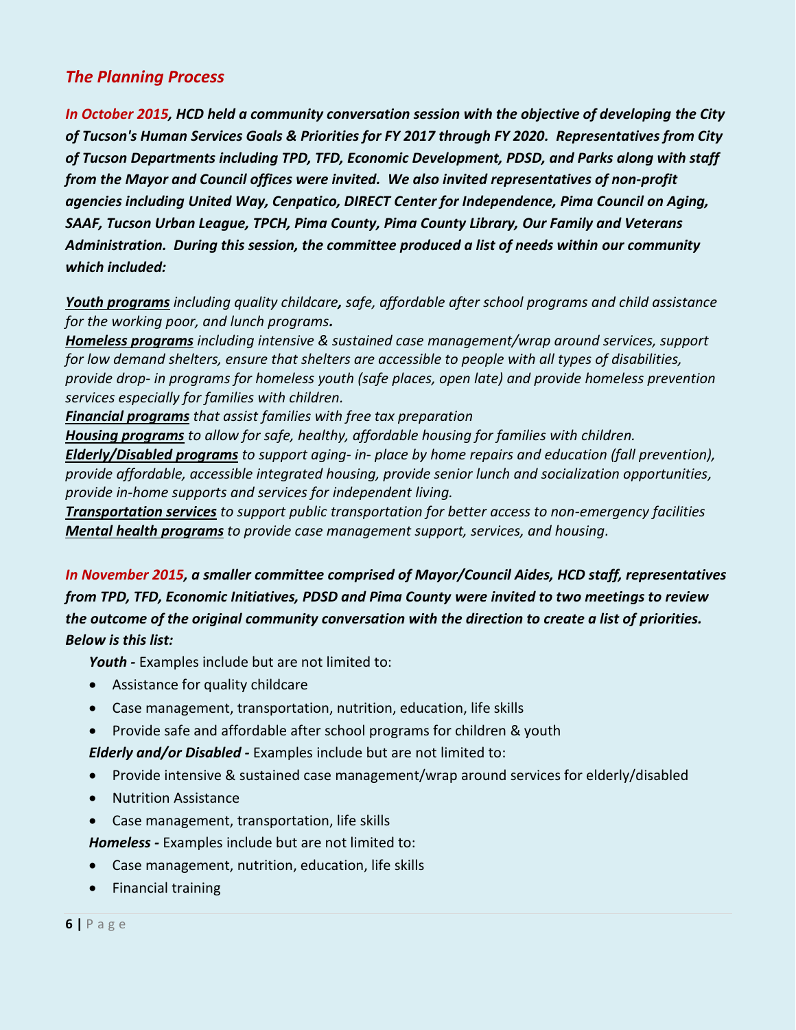## *The Planning Process*

***In October 2015, HCD held a community conversation session with the objective of developing the City of Tucson's Human Services Goals & Priorities for FY 2017 through FY 2020. Representatives from City of Tucson Departments including TPD, TFD, Economic Development, PDSD, and Parks along with staff from the Mayor and Council offices were invited. We also invited representatives of non-profit agencies including United Way, Cenpatico, DIRECT Center for Independence, Pima Council on Aging, SAAF, Tucson Urban League, TPCH, Pima County, Pima County Library, Our Family and Veterans Administration. During this session, the committee produced a list of needs within our community which included:***

***Youth programs*** *including quality childcare, safe, affordable after school programs and child assistance for the working poor, and lunch programs.*

***Homeless programs*** *including intensive & sustained case management/wrap around services, support for low demand shelters, ensure that shelters are accessible to people with all types of disabilities, provide drop- in programs for homeless youth (safe places, open late) and provide homeless prevention services especially for families with children.*

***Financial programs*** *that assist families with free tax preparation*

***Housing programs*** *to allow for safe, healthy, affordable housing for families with children.*

***Elderly/Disabled programs*** *to support aging- in- place by home repairs and education (fall prevention), provide affordable, accessible integrated housing, provide senior lunch and socialization opportunities, provide in-home supports and services for independent living.*

***Transportation services*** *to support public transportation for better access to non-emergency facilities*

***Mental health programs*** *to provide case management support, services, and housing.*

***In November 2015, a smaller committee comprised of Mayor/Council Aides, HCD staff, representatives from TPD, TFD, Economic Initiatives, PDSD and Pima County were invited to two meetings to review the outcome of the original community conversation with the direction to create a list of priorities. Below is this list:***

***Youth -*** Examples include but are not limited to:

- Assistance for quality childcare
- Case management, transportation, nutrition, education, life skills
- Provide safe and affordable after school programs for children & youth

***Elderly and/or Disabled -*** Examples include but are not limited to:

- Provide intensive & sustained case management/wrap around services for elderly/disabled
- Nutrition Assistance
- Case management, transportation, life skills

***Homeless -*** Examples include but are not limited to:

- Case management, nutrition, education, life skills
- Financial training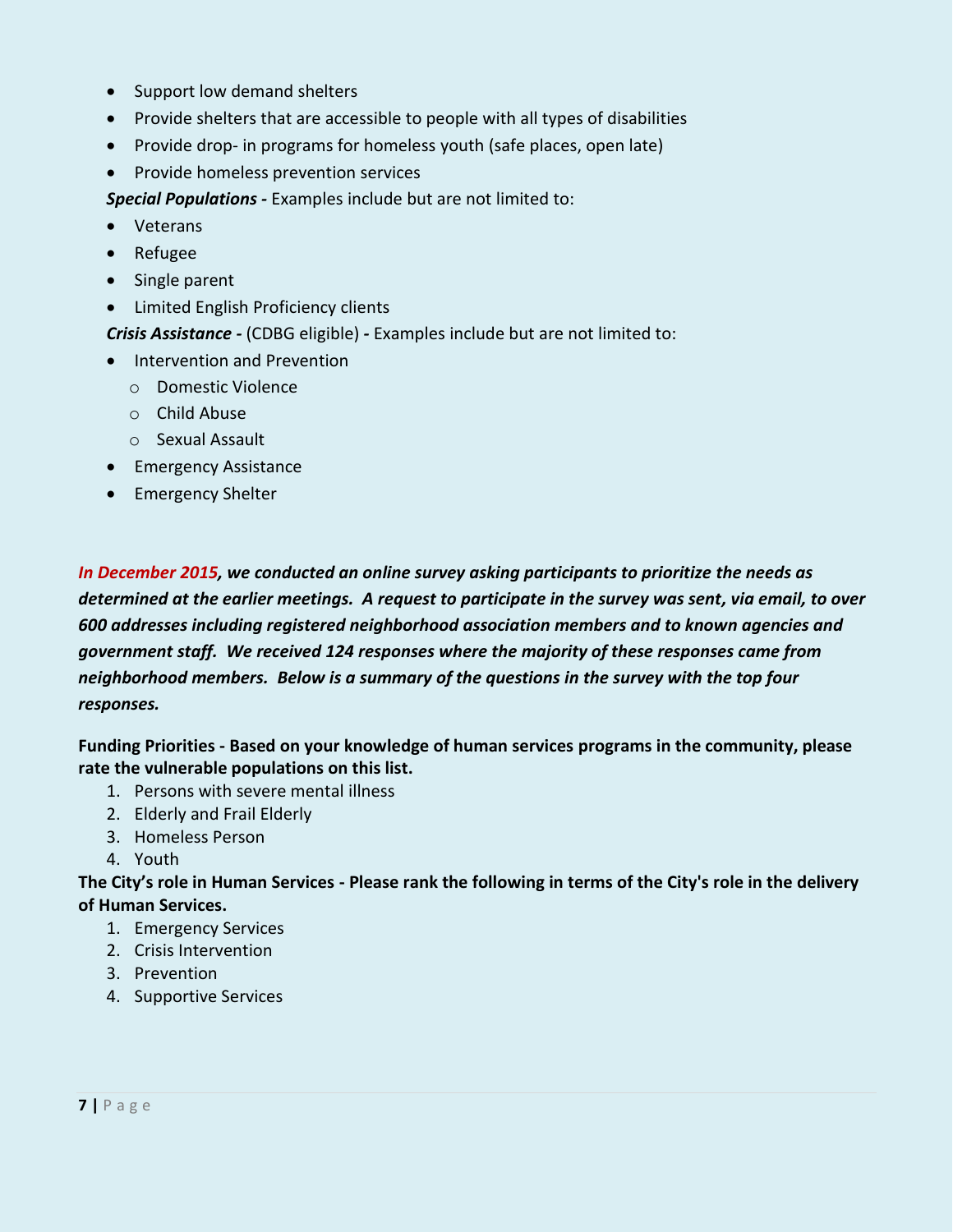- Support low demand shelters
- Provide shelters that are accessible to people with all types of disabilities
- Provide drop- in programs for homeless youth (safe places, open late)
- Provide homeless prevention services

***Special Populations -*** Examples include but are not limited to:

- Veterans
- Refugee
- Single parent
- Limited English Proficiency clients

***Crisis Assistance -*** (CDBG eligible) **-** Examples include but are not limited to:

- Intervention and Prevention
  - Domestic Violence
  - Child Abuse
  - Sexual Assault
- Emergency Assistance
- Emergency Shelter

***In December 2015, we conducted an online survey asking participants to prioritize the needs as determined at the earlier meetings. A request to participate in the survey was sent, via email, to over 600 addresses including registered neighborhood association members and to known agencies and government staff. We received 124 responses where the majority of these responses came from neighborhood members. Below is a summary of the questions in the survey with the top four responses.***

**Funding Priorities - Based on your knowledge of human services programs in the community, please rate the vulnerable populations on this list.**

1. Persons with severe mental illness
2. Elderly and Frail Elderly
3. Homeless Person
4. Youth

**The City's role in Human Services - Please rank the following in terms of the City's role in the delivery of Human Services.**

1. Emergency Services
2. Crisis Intervention
3. Prevention
4. Supportive Services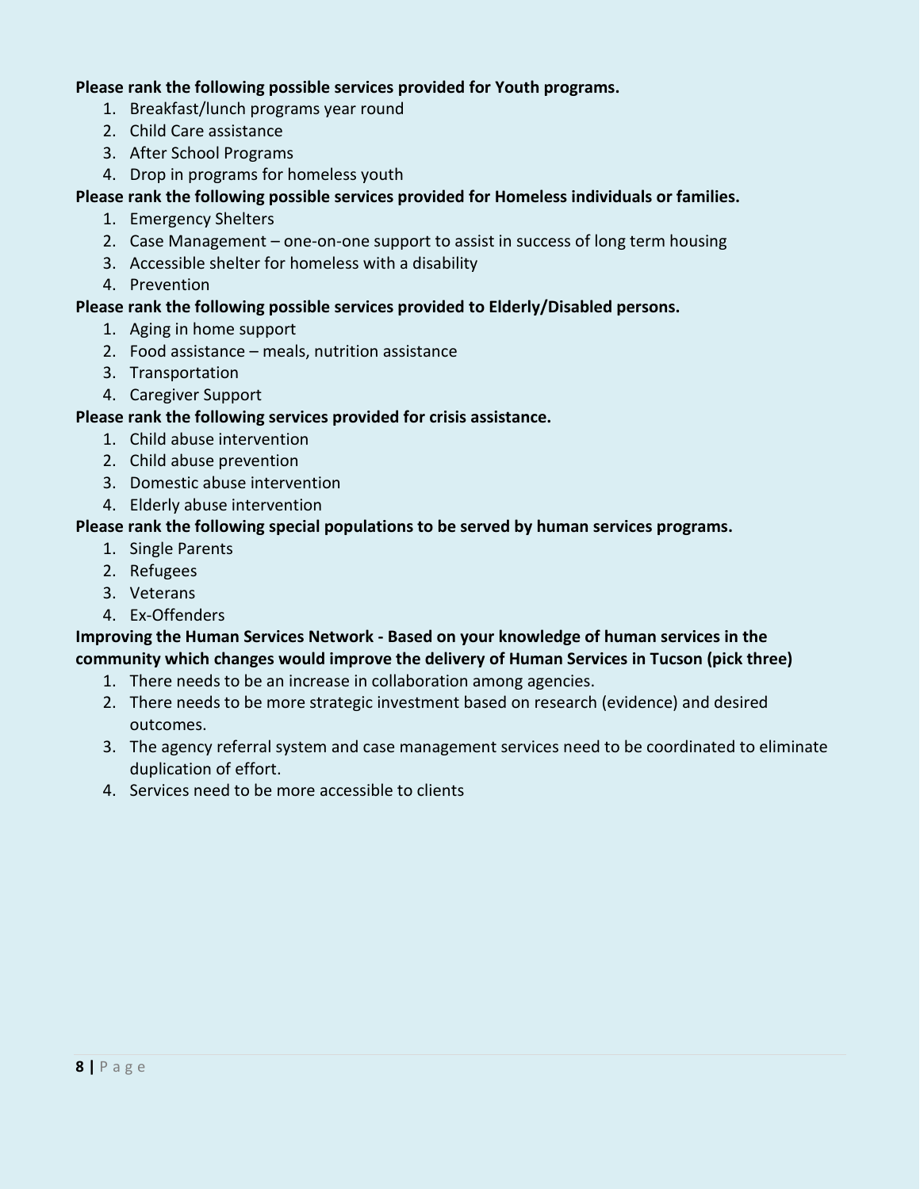**Please rank the following possible services provided for Youth programs.**

1. Breakfast/lunch programs year round
2. Child Care assistance
3. After School Programs
4. Drop in programs for homeless youth

**Please rank the following possible services provided for Homeless individuals or families.**

1. Emergency Shelters
2. Case Management – one-on-one support to assist in success of long term housing
3. Accessible shelter for homeless with a disability
4. Prevention

**Please rank the following possible services provided to Elderly/Disabled persons.**

1. Aging in home support
2. Food assistance – meals, nutrition assistance
3. Transportation
4. Caregiver Support

**Please rank the following services provided for crisis assistance.**

1. Child abuse intervention
2. Child abuse prevention
3. Domestic abuse intervention
4. Elderly abuse intervention

**Please rank the following special populations to be served by human services programs.**

1. Single Parents
2. Refugees
3. Veterans
4. Ex-Offenders

**Improving the Human Services Network - Based on your knowledge of human services in the community which changes would improve the delivery of Human Services in Tucson (pick three)**

1. There needs to be an increase in collaboration among agencies.
2. There needs to be more strategic investment based on research (evidence) and desired outcomes.
3. The agency referral system and case management services need to be coordinated to eliminate duplication of effort.
4. Services need to be more accessible to clients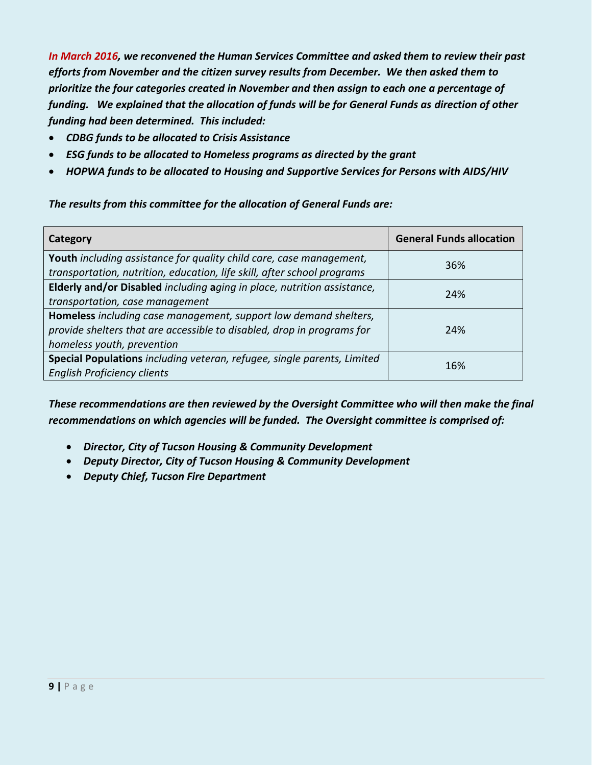***In March 2016*, we reconvened the Human Services Committee and asked them to review their past efforts from November and the citizen survey results from December. We then asked them to prioritize the four categories created in November and then assign to each one a percentage of funding. We explained that the allocation of funds will be for General Funds as direction of other funding had been determined. This included:**

- ***CDBG funds to be allocated to Crisis Assistance***
- ***ESG funds to be allocated to Homeless programs as directed by the grant***
- ***HOPWA funds to be allocated to Housing and Supportive Services for Persons with AIDS/HIV***

***The results from this committee for the allocation of General Funds are:***

| Category | General Funds allocation |
| --- | --- |
| **Youth** *including assistance for quality child care, case management, transportation, nutrition, education, life skill, after school programs* | 36% |
| **Elderly and/or Disabled** *including* **a***ging in place, nutrition assistance, transportation, case management* | 24% |
| **Homeless** *including case management, support low demand shelters, provide shelters that are accessible to disabled, drop in programs for homeless youth, prevention* | 24% |
| **Special Populations** *including veteran, refugee, single parents, Limited English Proficiency clients* | 16% |

***These recommendations are then reviewed by the Oversight Committee who will then make the final recommendations on which agencies will be funded. The Oversight committee is comprised of:***

- ***Director, City of Tucson Housing & Community Development***
- ***Deputy Director, City of Tucson Housing & Community Development***
- ***Deputy Chief, Tucson Fire Department***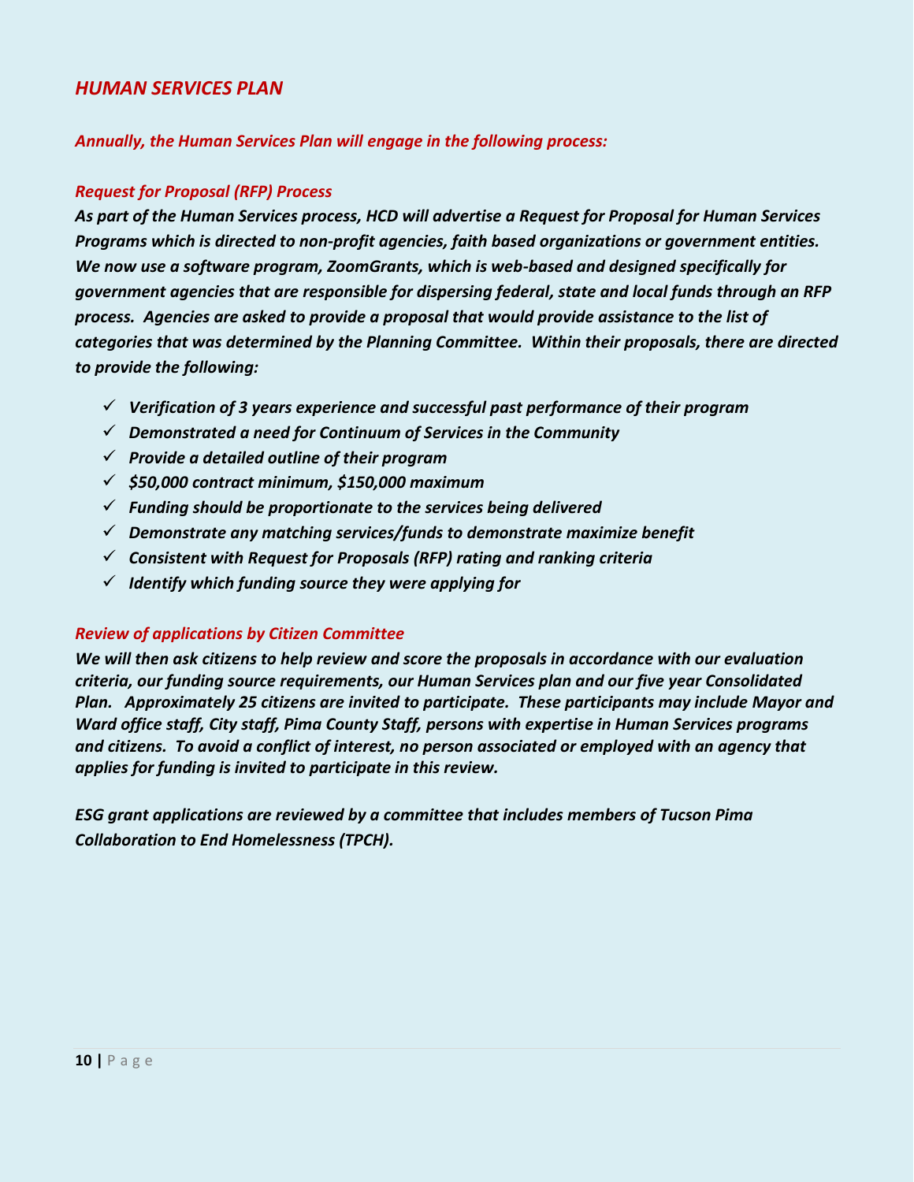## *HUMAN SERVICES PLAN*

***Annually, the Human Services Plan will engage in the following process:***

***Request for Proposal (RFP) Process***

***As part of the Human Services process, HCD will advertise a Request for Proposal for Human Services Programs which is directed to non-profit agencies, faith based organizations or government entities. We now use a software program, ZoomGrants, which is web-based and designed specifically for government agencies that are responsible for dispersing federal, state and local funds through an RFP process. Agencies are asked to provide a proposal that would provide assistance to the list of categories that was determined by the Planning Committee. Within their proposals, there are directed to provide the following:***

- ✓ ***Verification of 3 years experience and successful past performance of their program***
- ✓ ***Demonstrated a need for Continuum of Services in the Community***
- ✓ ***Provide a detailed outline of their program***
- ✓ ***$50,000 contract minimum, $150,000 maximum***
- ✓ ***Funding should be proportionate to the services being delivered***
- ✓ ***Demonstrate any matching services/funds to demonstrate maximize benefit***
- ✓ ***Consistent with Request for Proposals (RFP) rating and ranking criteria***
- ✓ ***Identify which funding source they were applying for***

***Review of applications by Citizen Committee***

***We will then ask citizens to help review and score the proposals in accordance with our evaluation criteria, our funding source requirements, our Human Services plan and our five year Consolidated Plan. Approximately 25 citizens are invited to participate. These participants may include Mayor and Ward office staff, City staff, Pima County Staff, persons with expertise in Human Services programs and citizens. To avoid a conflict of interest, no person associated or employed with an agency that applies for funding is invited to participate in this review.***

***ESG grant applications are reviewed by a committee that includes members of Tucson Pima Collaboration to End Homelessness (TPCH).***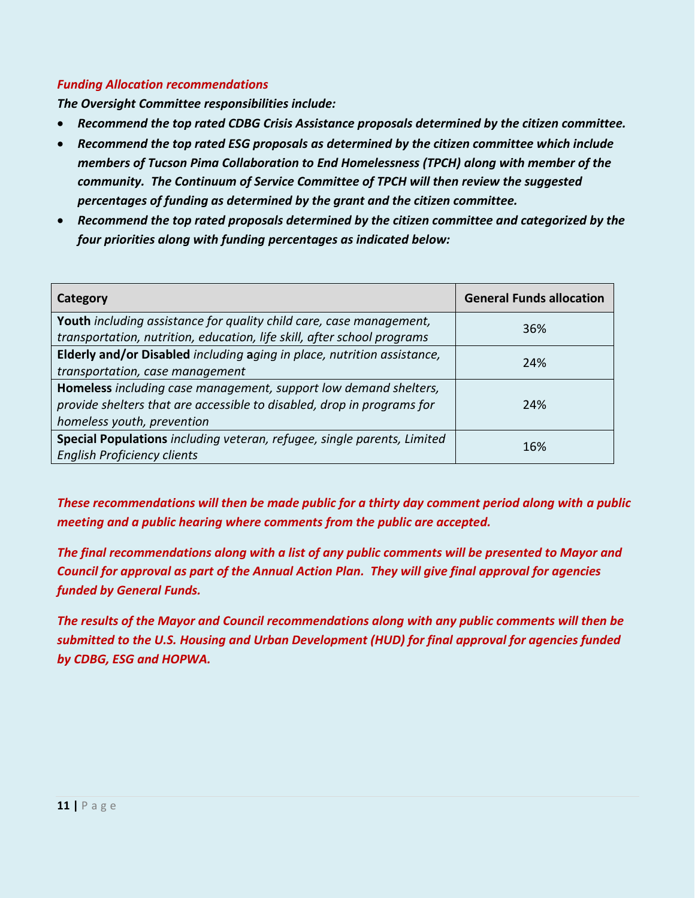### *Funding Allocation recommendations*

***The Oversight Committee responsibilities include:***

- ***Recommend the top rated CDBG Crisis Assistance proposals determined by the citizen committee.***
- ***Recommend the top rated ESG proposals as determined by the citizen committee which include members of Tucson Pima Collaboration to End Homelessness (TPCH) along with member of the community. The Continuum of Service Committee of TPCH will then review the suggested percentages of funding as determined by the grant and the citizen committee.***
- ***Recommend the top rated proposals determined by the citizen committee and categorized by the four priorities along with funding percentages as indicated below:***

| Category | General Funds allocation |
|---|---|
| **Youth** *including assistance for quality child care, case management, transportation, nutrition, education, life skill, after school programs* | 36% |
| **Elderly and/or Disabled** *including* **a***ging in place, nutrition assistance, transportation, case management* | 24% |
| **Homeless** *including case management, support low demand shelters, provide shelters that are accessible to disabled, drop in programs for homeless youth, prevention* | 24% |
| **Special Populations** *including veteran, refugee, single parents, Limited English Proficiency clients* | 16% |

***These recommendations will then be made public for a thirty day comment period along with a public meeting and a public hearing where comments from the public are accepted.***

***The final recommendations along with a list of any public comments will be presented to Mayor and Council for approval as part of the Annual Action Plan. They will give final approval for agencies funded by General Funds.***

***The results of the Mayor and Council recommendations along with any public comments will then be submitted to the U.S. Housing and Urban Development (HUD) for final approval for agencies funded by CDBG, ESG and HOPWA.***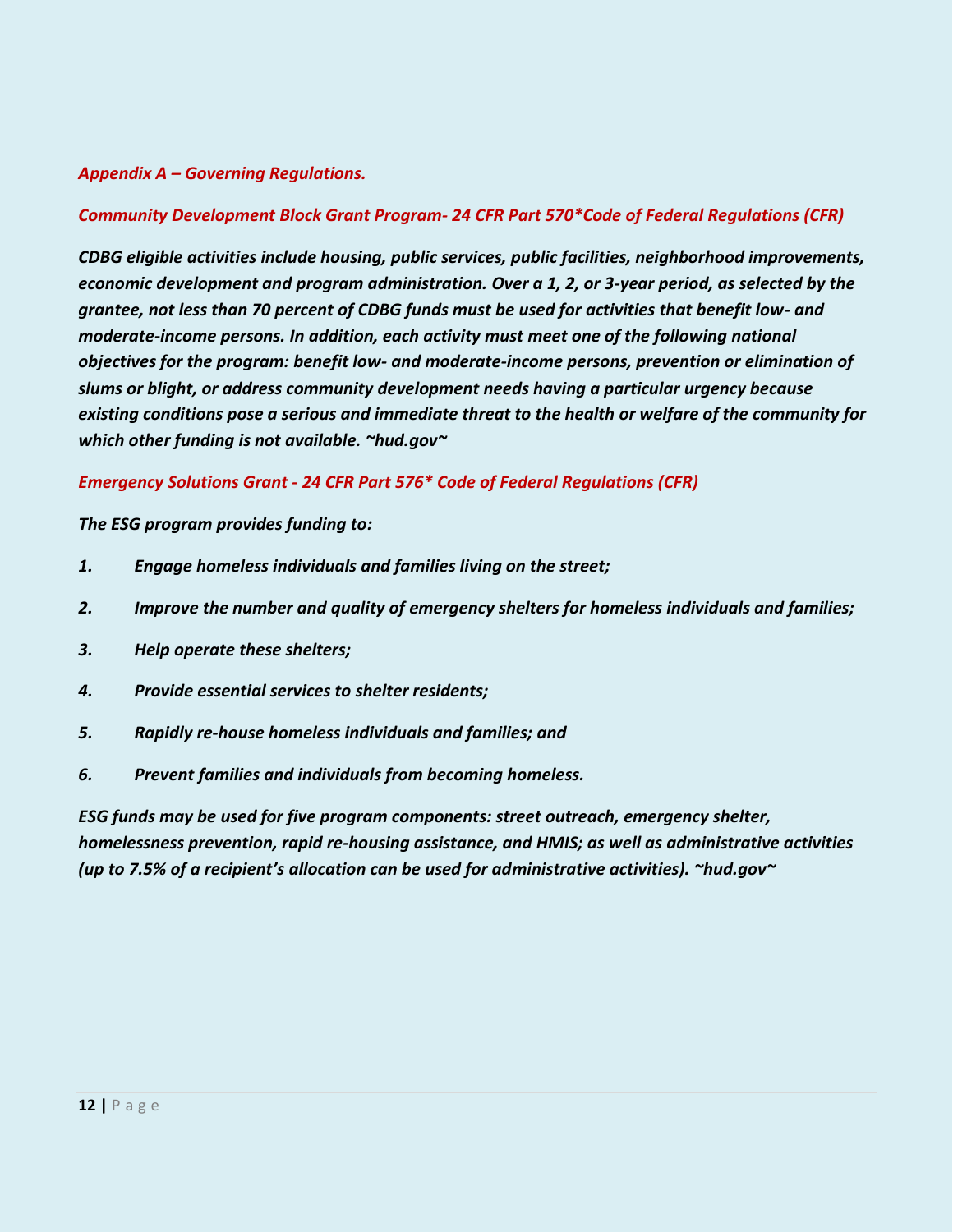### *Appendix A – Governing Regulations.*

#### *Community Development Block Grant Program- 24 CFR Part 570*Code of Federal Regulations (CFR)*

***CDBG eligible activities include housing, public services, public facilities, neighborhood improvements, economic development and program administration. Over a 1, 2, or 3-year period, as selected by the grantee, not less than 70 percent of CDBG funds must be used for activities that benefit low- and moderate-income persons. In addition, each activity must meet one of the following national objectives for the program: benefit low- and moderate-income persons, prevention or elimination of slums or blight, or address community development needs having a particular urgency because existing conditions pose a serious and immediate threat to the health or welfare of the community for which other funding is not available. ~hud.gov~***

#### *Emergency Solutions Grant - 24 CFR Part 576* Code of Federal Regulations (CFR)*

***The ESG program provides funding to:***

1. ***Engage homeless individuals and families living on the street;***
2. ***Improve the number and quality of emergency shelters for homeless individuals and families;***
3. ***Help operate these shelters;***
4. ***Provide essential services to shelter residents;***
5. ***Rapidly re-house homeless individuals and families; and***
6. ***Prevent families and individuals from becoming homeless.***

***ESG funds may be used for five program components: street outreach, emergency shelter, homelessness prevention, rapid re-housing assistance, and HMIS; as well as administrative activities (up to 7.5% of a recipient's allocation can be used for administrative activities). ~hud.gov~***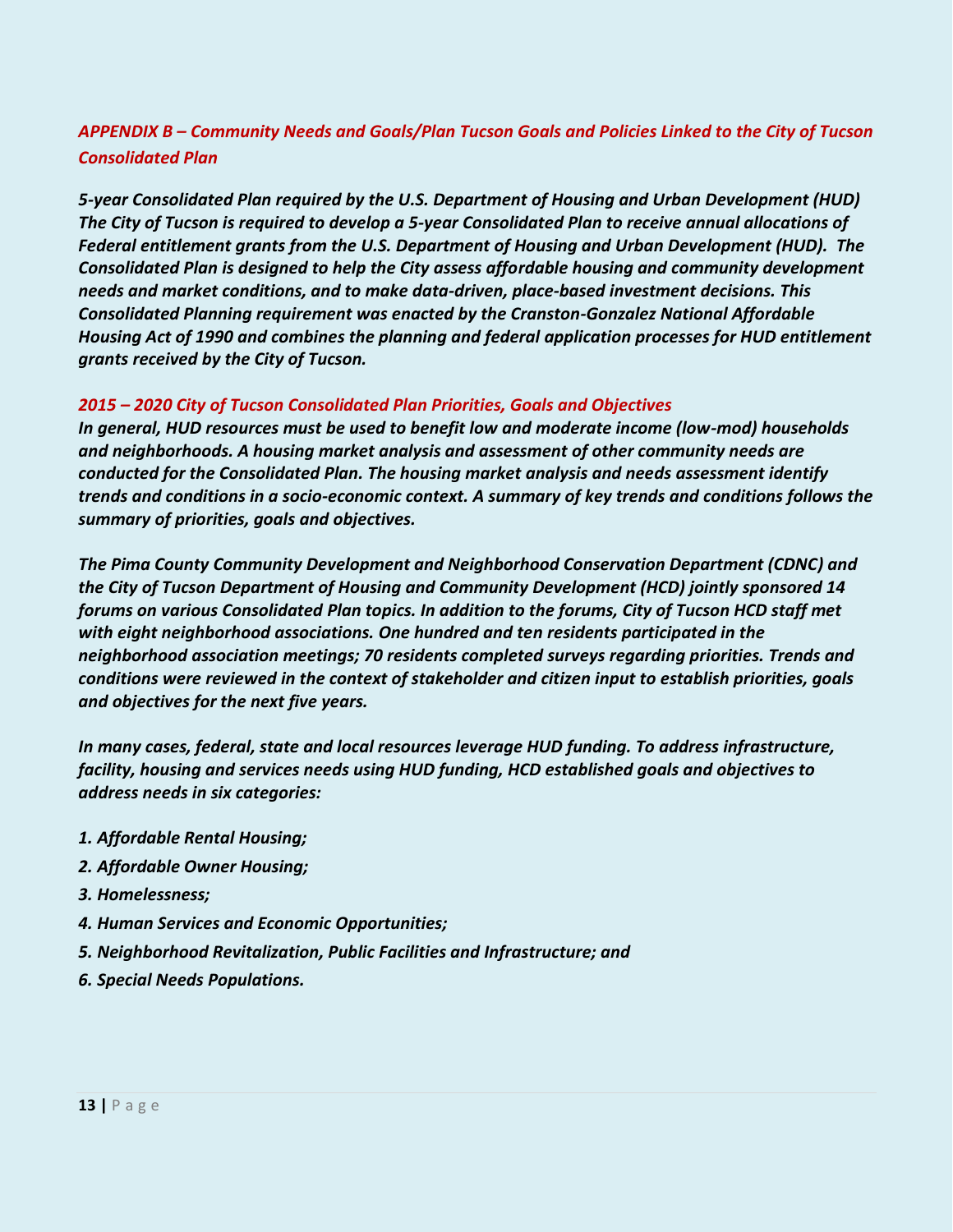## *APPENDIX B – Community Needs and Goals/Plan Tucson Goals and Policies Linked to the City of Tucson Consolidated Plan*

***5-year Consolidated Plan required by the U.S. Department of Housing and Urban Development (HUD)***
***The City of Tucson is required to develop a 5-year Consolidated Plan to receive annual allocations of Federal entitlement grants from the U.S. Department of Housing and Urban Development (HUD). The Consolidated Plan is designed to help the City assess affordable housing and community development needs and market conditions, and to make data-driven, place-based investment decisions. This Consolidated Planning requirement was enacted by the Cranston-Gonzalez National Affordable Housing Act of 1990 and combines the planning and federal application processes for HUD entitlement grants received by the City of Tucson.***

### *2015 – 2020 City of Tucson Consolidated Plan Priorities, Goals and Objectives*

***In general, HUD resources must be used to benefit low and moderate income (low-mod) households and neighborhoods. A housing market analysis and assessment of other community needs are conducted for the Consolidated Plan. The housing market analysis and needs assessment identify trends and conditions in a socio-economic context. A summary of key trends and conditions follows the summary of priorities, goals and objectives.***

***The Pima County Community Development and Neighborhood Conservation Department (CDNC) and the City of Tucson Department of Housing and Community Development (HCD) jointly sponsored 14 forums on various Consolidated Plan topics. In addition to the forums, City of Tucson HCD staff met with eight neighborhood associations. One hundred and ten residents participated in the neighborhood association meetings; 70 residents completed surveys regarding priorities. Trends and conditions were reviewed in the context of stakeholder and citizen input to establish priorities, goals and objectives for the next five years.***

***In many cases, federal, state and local resources leverage HUD funding. To address infrastructure, facility, housing and services needs using HUD funding, HCD established goals and objectives to address needs in six categories:***

1. ***Affordable Rental Housing;***
2. ***Affordable Owner Housing;***
3. ***Homelessness;***
4. ***Human Services and Economic Opportunities;***
5. ***Neighborhood Revitalization, Public Facilities and Infrastructure; and***
6. ***Special Needs Populations.***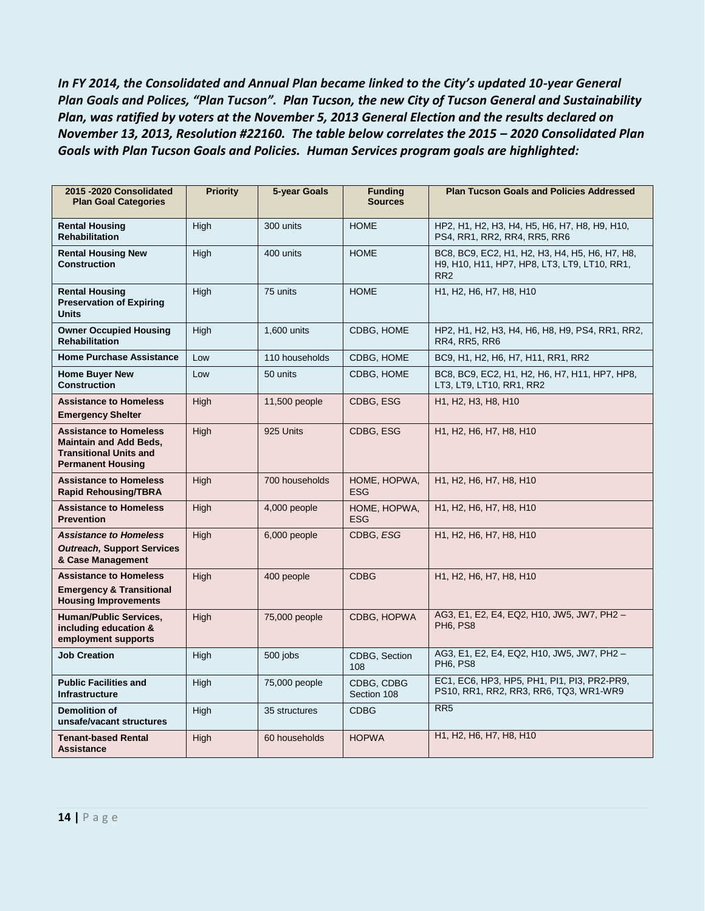***In FY 2014, the Consolidated and Annual Plan became linked to the City's updated 10-year General Plan Goals and Polices, "Plan Tucson". Plan Tucson, the new City of Tucson General and Sustainability Plan, was ratified by voters at the November 5, 2013 General Election and the results declared on November 13, 2013, Resolution #22160. The table below correlates the 2015 – 2020 Consolidated Plan Goals with Plan Tucson Goals and Policies. Human Services program goals are highlighted:***

| 2015 -2020 Consolidated Plan Goal Categories | Priority | 5-year Goals | Funding Sources | Plan Tucson Goals and Policies Addressed |
|---|---|---|---|---|
| **Rental Housing Rehabilitation** | High | 300 units | HOME | HP2, H1, H2, H3, H4, H5, H6, H7, H8, H9, H10, PS4, RR1, RR2, RR4, RR5, RR6 |
| **Rental Housing New Construction** | High | 400 units | HOME | BC8, BC9, EC2, H1, H2, H3, H4, H5, H6, H7, H8, H9, H10, H11, HP7, HP8, LT3, LT9, LT10, RR1, RR2 |
| **Rental Housing Preservation of Expiring Units** | High | 75 units | HOME | H1, H2, H6, H7, H8, H10 |
| **Owner Occupied Housing Rehabilitation** | High | 1,600 units | CDBG, HOME | HP2, H1, H2, H3, H4, H6, H8, H9, PS4, RR1, RR2, RR4, RR5, RR6 |
| **Home Purchase Assistance** | Low | 110 households | CDBG, HOME | BC9, H1, H2, H6, H7, H11, RR1, RR2 |
| **Home Buyer New Construction** | Low | 50 units | CDBG, HOME | BC8, BC9, EC2, H1, H2, H6, H7, H11, HP7, HP8, LT3, LT9, LT10, RR1, RR2 |
| **Assistance to Homeless Emergency Shelter** | High | 11,500 people | CDBG, ESG | H1, H2, H3, H8, H10 |
| **Assistance to Homeless Maintain and Add Beds, Transitional Units and Permanent Housing** | High | 925 Units | CDBG, ESG | H1, H2, H6, H7, H8, H10 |
| **Assistance to Homeless Rapid Rehousing/TBRA** | High | 700 households | HOME, HOPWA, ESG | H1, H2, H6, H7, H8, H10 |
| **Assistance to Homeless Prevention** | High | 4,000 people | HOME, HOPWA, ESG | H1, H2, H6, H7, H8, H10 |
| ***Assistance to Homeless Outreach*, Support Services & Case Management** | High | 6,000 people | CDBG, *ESG* | H1, H2, H6, H7, H8, H10 |
| **Assistance to Homeless Emergency & Transitional Housing Improvements** | High | 400 people | CDBG | H1, H2, H6, H7, H8, H10 |
| **Human/Public Services, including education & employment supports** | High | 75,000 people | CDBG, HOPWA | AG3, E1, E2, E4, EQ2, H10, JW5, JW7, PH2 – PH6, PS8 |
| **Job Creation** | High | 500 jobs | CDBG, Section 108 | AG3, E1, E2, E4, EQ2, H10, JW5, JW7, PH2 – PH6, PS8 |
| **Public Facilities and Infrastructure** | High | 75,000 people | CDBG, CDBG Section 108 | EC1, EC6, HP3, HP5, PH1, PI1, PI3, PR2-PR9, PS10, RR1, RR2, RR3, RR6, TQ3, WR1-WR9 |
| **Demolition of unsafe/vacant structures** | High | 35 structures | CDBG | RR5 |
| **Tenant-based Rental Assistance** | High | 60 households | HOPWA | H1, H2, H6, H7, H8, H10 |